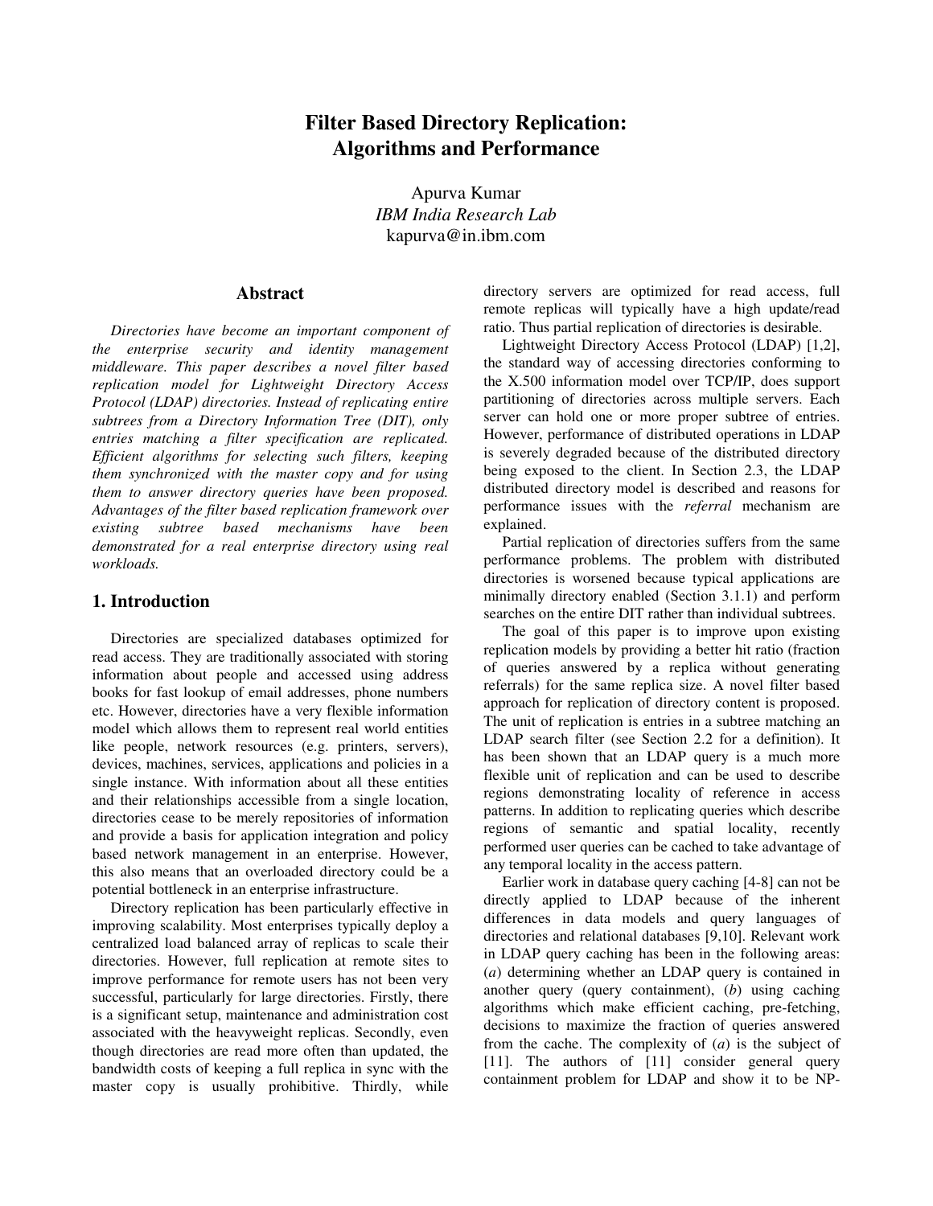# Filter Based Directory Replication: Algorithms and Performance

Apurva Kumar
*IBM India Research Lab*
kapurva@in.ibm.com

## Abstract

*Directories have become an important component of the enterprise security and identity management middleware. This paper describes a novel filter based replication model for Lightweight Directory Access Protocol (LDAP) directories. Instead of replicating entire subtrees from a Directory Information Tree (DIT), only entries matching a filter specification are replicated. Efficient algorithms for selecting such filters, keeping them synchronized with the master copy and for using them to answer directory queries have been proposed. Advantages of the filter based replication framework over existing subtree based mechanisms have been demonstrated for a real enterprise directory using real workloads.*

## 1. Introduction

Directories are specialized databases optimized for read access. They are traditionally associated with storing information about people and accessed using address books for fast lookup of email addresses, phone numbers etc. However, directories have a very flexible information model which allows them to represent real world entities like people, network resources (e.g. printers, servers), devices, machines, services, applications and policies in a single instance. With information about all these entities and their relationships accessible from a single location, directories cease to be merely repositories of information and provide a basis for application integration and policy based network management in an enterprise. However, this also means that an overloaded directory could be a potential bottleneck in an enterprise infrastructure.

Directory replication has been particularly effective in improving scalability. Most enterprises typically deploy a centralized load balanced array of replicas to scale their directories. However, full replication at remote sites to improve performance for remote users has not been very successful, particularly for large directories. Firstly, there is a significant setup, maintenance and administration cost associated with the heavyweight replicas. Secondly, even though directories are read more often than updated, the bandwidth costs of keeping a full replica in sync with the master copy is usually prohibitive. Thirdly, while directory servers are optimized for read access, full remote replicas will typically have a high update/read ratio. Thus partial replication of directories is desirable.

Lightweight Directory Access Protocol (LDAP) [1,2], the standard way of accessing directories conforming to the X.500 information model over TCP/IP, does support partitioning of directories across multiple servers. Each server can hold one or more proper subtree of entries. However, performance of distributed operations in LDAP is severely degraded because of the distributed directory being exposed to the client. In Section 2.3, the LDAP distributed directory model is described and reasons for performance issues with the *referral* mechanism are explained.

Partial replication of directories suffers from the same performance problems. The problem with distributed directories is worsened because typical applications are minimally directory enabled (Section 3.1.1) and perform searches on the entire DIT rather than individual subtrees.

The goal of this paper is to improve upon existing replication models by providing a better hit ratio (fraction of queries answered by a replica without generating referrals) for the same replica size. A novel filter based approach for replication of directory content is proposed. The unit of replication is entries in a subtree matching an LDAP search filter (see Section 2.2 for a definition). It has been shown that an LDAP query is a much more flexible unit of replication and can be used to describe regions demonstrating locality of reference in access patterns. In addition to replicating queries which describe regions of semantic and spatial locality, recently performed user queries can be cached to take advantage of any temporal locality in the access pattern.

Earlier work in database query caching [4-8] can not be directly applied to LDAP because of the inherent differences in data models and query languages of directories and relational databases [9,10]. Relevant work in LDAP query caching has been in the following areas: (*a*) determining whether an LDAP query is contained in another query (query containment), (*b*) using caching algorithms which make efficient caching, pre-fetching, decisions to maximize the fraction of queries answered from the cache. The complexity of (*a*) is the subject of [11]. The authors of [11] consider general query containment problem for LDAP and show it to be NP-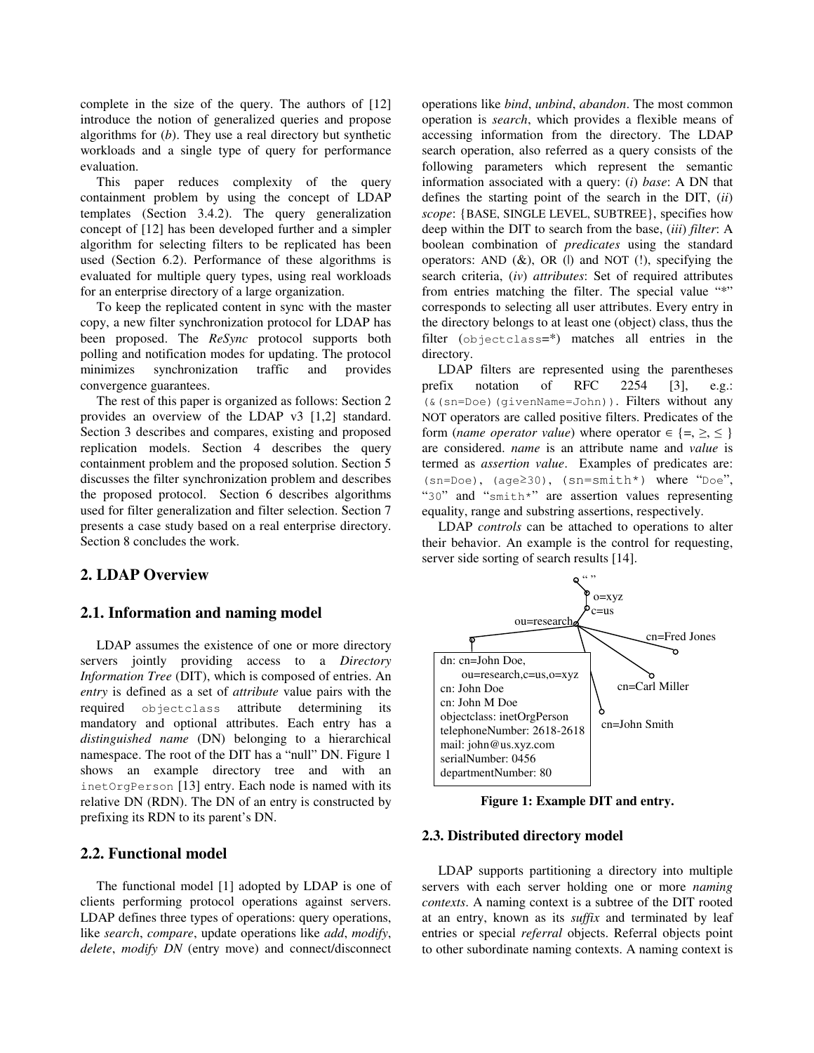complete in the size of the query. The authors of [12] introduce the notion of generalized queries and propose algorithms for (*b*). They use a real directory but synthetic workloads and a single type of query for performance evaluation.

This paper reduces complexity of the query containment problem by using the concept of LDAP templates (Section 3.4.2). The query generalization concept of [12] has been developed further and a simpler algorithm for selecting filters to be replicated has been used (Section 6.2). Performance of these algorithms is evaluated for multiple query types, using real workloads for an enterprise directory of a large organization.

To keep the replicated content in sync with the master copy, a new filter synchronization protocol for LDAP has been proposed. The *ReSync* protocol supports both polling and notification modes for updating. The protocol minimizes synchronization traffic and provides convergence guarantees.

The rest of this paper is organized as follows: Section 2 provides an overview of the LDAP v3 [1,2] standard. Section 3 describes and compares, existing and proposed replication models. Section 4 describes the query containment problem and the proposed solution. Section 5 discusses the filter synchronization problem and describes the proposed protocol. Section 6 describes algorithms used for filter generalization and filter selection. Section 7 presents a case study based on a real enterprise directory. Section 8 concludes the work.

## 2. LDAP Overview

### 2.1. Information and naming model

LDAP assumes the existence of one or more directory servers jointly providing access to a *Directory Information Tree* (DIT), which is composed of entries. An *entry* is defined as a set of *attribute* value pairs with the required `objectclass` attribute determining its mandatory and optional attributes. Each entry has a *distinguished name* (DN) belonging to a hierarchical namespace. The root of the DIT has a "null" DN. Figure 1 shows an example directory tree and with an `inetOrgPerson` [13] entry. Each node is named with its relative DN (RDN). The DN of an entry is constructed by prefixing its RDN to its parent's DN.

### 2.2. Functional model

The functional model [1] adopted by LDAP is one of clients performing protocol operations against servers. LDAP defines three types of operations: query operations, like *search*, *compare*, update operations like *add*, *modify*, *delete*, *modify DN* (entry move) and connect/disconnect operations like *bind*, *unbind*, *abandon*. The most common operation is *search*, which provides a flexible means of accessing information from the directory. The LDAP search operation, also referred as a query consists of the following parameters which represent the semantic information associated with a query: (*i*) *base*: A DN that defines the starting point of the search in the DIT, (*ii*) *scope*: {BASE, SINGLE LEVEL, SUBTREE}, specifies how deep within the DIT to search from the base, (*iii*) *filter*: A boolean combination of *predicates* using the standard operators: AND (&), OR (|) and NOT (!), specifying the search criteria, (*iv*) *attributes*: Set of required attributes from entries matching the filter. The special value "*" corresponds to selecting all user attributes. Every entry in the directory belongs to at least one (object) class, thus the filter (`objectclass=*`) matches all entries in the directory.

LDAP filters are represented using the parentheses prefix notation of RFC 2254 [3], e.g.: `(&(sn=Doe)(givenName=John))`. Filters without any NOT operators are called positive filters. Predicates of the form (*name operator value*) where operator ∈ {=, ≥, ≤ } are considered. *name* is an attribute name and *value* is termed as *assertion value*. Examples of predicates are: `(sn=Doe)`, `(age≥30)`, `(sn=smith*)` where "`Doe`", "`30`" and "`smith*`" are assertion values representing equality, range and substring assertions, respectively.

LDAP *controls* can be attached to operations to alter their behavior. An example is the control for requesting, server side sorting of search results [14].

```
" "
 o=xyz
  c=us
   ou=research
    ├── dn: cn=John Doe,
    │       ou=research,c=us,o=xyz
    │   cn: John Doe
    │   cn: John M Doe
    │   objectclass: inetOrgPerson
    │   telephoneNumber: 2618-2618
    │   mail: john@us.xyz.com
    │   serialNumber: 0456
    │   departmentNumber: 80
    ├── cn=John Smith
    ├── cn=Carl Miller
    └── cn=Fred Jones
```

**Figure 1: Example DIT and entry.**

### 2.3. Distributed directory model

LDAP supports partitioning a directory into multiple servers with each server holding one or more *naming contexts*. A naming context is a subtree of the DIT rooted at an entry, known as its *suffix* and terminated by leaf entries or special *referral* objects. Referral objects point to other subordinate naming contexts. A naming context is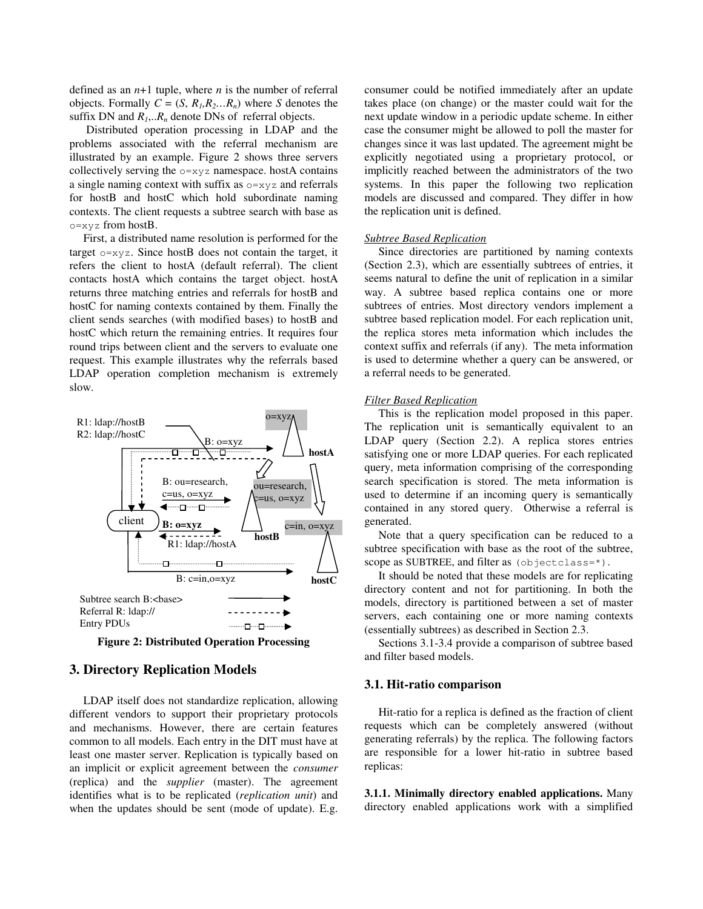defined as an $n$+1 tuple, where $n$ is the number of referral objects. Formally $C = (S, R_1, R_2 \ldots R_n)$ where $S$ denotes the suffix DN and $R_1, \ldots R_n$ denote DNs of referral objects.

Distributed operation processing in LDAP and the problems associated with the referral mechanism are illustrated by an example. Figure 2 shows three servers collectively serving the `o=xyz` namespace. hostA contains a single naming context with suffix as `o=xyz` and referrals for hostB and hostC which hold subordinate naming contexts. The client requests a subtree search with base as `o=xyz` from hostB.

First, a distributed name resolution is performed for the target `o=xyz`. Since hostB does not contain the target, it refers the client to hostA (default referral). The client contacts hostA which contains the target object. hostA returns three matching entries and referrals for hostB and hostC for naming contexts contained by them. Finally the client sends searches (with modified bases) to hostB and hostC which return the remaining entries. It requires four round trips between client and the servers to evaluate one request. This example illustrates why the referrals based LDAP operation completion mechanism is extremely slow.

**Figure 2: Distributed Operation Processing**

## 3. Directory Replication Models

LDAP itself does not standardize replication, allowing different vendors to support their proprietary protocols and mechanisms. However, there are certain features common to all models. Each entry in the DIT must have at least one master server. Replication is typically based on an implicit or explicit agreement between the *consumer* (replica) and the *supplier* (master). The agreement identifies what is to be replicated (*replication unit*) and when the updates should be sent (mode of update). E.g. consumer could be notified immediately after an update takes place (on change) or the master could wait for the next update window in a periodic update scheme. In either case the consumer might be allowed to poll the master for changes since it was last updated. The agreement might be explicitly negotiated using a proprietary protocol, or implicitly reached between the administrators of the two systems. In this paper the following two replication models are discussed and compared. They differ in how the replication unit is defined.

*Subtree Based Replication*

Since directories are partitioned by naming contexts (Section 2.3), which are essentially subtrees of entries, it seems natural to define the unit of replication in a similar way. A subtree based replica contains one or more subtrees of entries. Most directory vendors implement a subtree based replication model. For each replication unit, the replica stores meta information which includes the context suffix and referrals (if any). The meta information is used to determine whether a query can be answered, or a referral needs to be generated.

*Filter Based Replication*

This is the replication model proposed in this paper. The replication unit is semantically equivalent to an LDAP query (Section 2.2). A replica stores entries satisfying one or more LDAP queries. For each replicated query, meta information comprising of the corresponding search specification is stored. The meta information is used to determine if an incoming query is semantically contained in any stored query. Otherwise a referral is generated.

Note that a query specification can be reduced to a subtree specification with base as the root of the subtree, scope as SUBTREE, and filter as `(objectclass=*)`.

It should be noted that these models are for replicating directory content and not for partitioning. In both the models, directory is partitioned between a set of master servers, each containing one or more naming contexts (essentially subtrees) as described in Section 2.3.

Sections 3.1-3.4 provide a comparison of subtree based and filter based models.

### 3.1. Hit-ratio comparison

Hit-ratio for a replica is defined as the fraction of client requests which can be completely answered (without generating referrals) by the replica. The following factors are responsible for a lower hit-ratio in subtree based replicas:

**3.1.1. Minimally directory enabled applications.** Many directory enabled applications work with a simplified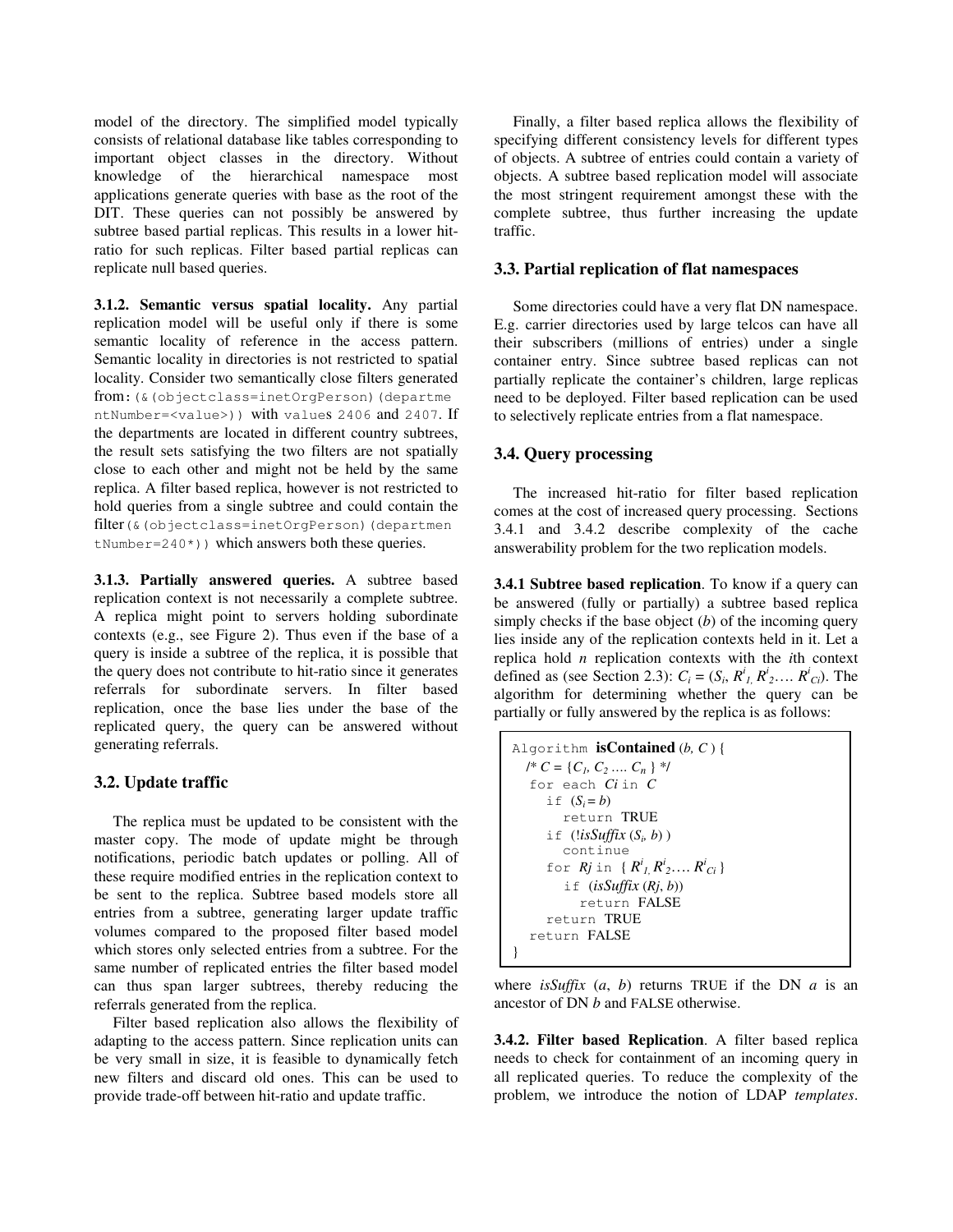model of the directory. The simplified model typically consists of relational database like tables corresponding to important object classes in the directory. Without knowledge of the hierarchical namespace most applications generate queries with base as the root of the DIT. These queries can not possibly be answered by subtree based partial replicas. This results in a lower hit-ratio for such replicas. Filter based partial replicas can replicate null based queries.

**3.1.2. Semantic versus spatial locality.** Any partial replication model will be useful only if there is some semantic locality of reference in the access pattern. Semantic locality in directories is not restricted to spatial locality. Consider two semantically close filters generated from: `(&(objectclass=inetOrgPerson)(departmentNumber=<value>))` with values `2406` and `2407`. If the departments are located in different country subtrees, the result sets satisfying the two filters are not spatially close to each other and might not be held by the same replica. A filter based replica, however is not restricted to hold queries from a single subtree and could contain the filter `(&(objectclass=inetOrgPerson)(departmentNumber=240*))` which answers both these queries.

**3.1.3. Partially answered queries.** A subtree based replication context is not necessarily a complete subtree. A replica might point to servers holding subordinate contexts (e.g., see Figure 2). Thus even if the base of a query is inside a subtree of the replica, it is possible that the query does not contribute to hit-ratio since it generates referrals for subordinate servers. In filter based replication, once the base lies under the base of the replicated query, the query can be answered without generating referrals.

### 3.2. Update traffic

The replica must be updated to be consistent with the master copy. The mode of update might be through notifications, periodic batch updates or polling. All of these require modified entries in the replication context to be sent to the replica. Subtree based models store all entries from a subtree, generating larger update traffic volumes compared to the proposed filter based model which stores only selected entries from a subtree. For the same number of replicated entries the filter based model can thus span larger subtrees, thereby reducing the referrals generated from the replica.

Filter based replication also allows the flexibility of adapting to the access pattern. Since replication units can be very small in size, it is feasible to dynamically fetch new filters and discard old ones. This can be used to provide trade-off between hit-ratio and update traffic.

Finally, a filter based replica allows the flexibility of specifying different consistency levels for different types of objects. A subtree of entries could contain a variety of objects. A subtree based replication model will associate the most stringent requirement amongst these with the complete subtree, thus further increasing the update traffic.

### 3.3. Partial replication of flat namespaces

Some directories could have a very flat DN namespace. E.g. carrier directories used by large telcos can have all their subscribers (millions of entries) under a single container entry. Since subtree based replicas can not partially replicate the container's children, large replicas need to be deployed. Filter based replication can be used to selectively replicate entries from a flat namespace.

### 3.4. Query processing

The increased hit-ratio for filter based replication comes at the cost of increased query processing. Sections 3.4.1 and 3.4.2 describe complexity of the cache answerability problem for the two replication models.

**3.4.1 Subtree based replication**. To know if a query can be answered (fully or partially) a subtree based replica simply checks if the base object (*b*) of the incoming query lies inside any of the replication contexts held in it. Let a replica hold *n* replication contexts with the *i*th context defined as (see Section 2.3): $C_i = (S_i, R^i_1, R^i_2 \ldots R^i_{Ci})$. The algorithm for determining whether the query can be partially or fully answered by the replica is as follows:

```
Algorithm isContained (b, C ) {
  /* C = {C1, C2 .... Cn } */
  for each Ci in C
     if (Si = b)
        return TRUE
     if (!isSuffix (Si, b) )
        continue
     for Rj in { Ri1, Ri2.... RiCi }
        if (isSuffix (Rj, b))
           return FALSE
     return TRUE
  return FALSE
}
```

where *isSuffix* (*a*, *b*) returns TRUE if the DN *a* is an ancestor of DN *b* and FALSE otherwise.

**3.4.2. Filter based Replication**. A filter based replica needs to check for containment of an incoming query in all replicated queries. To reduce the complexity of the problem, we introduce the notion of LDAP *templates*.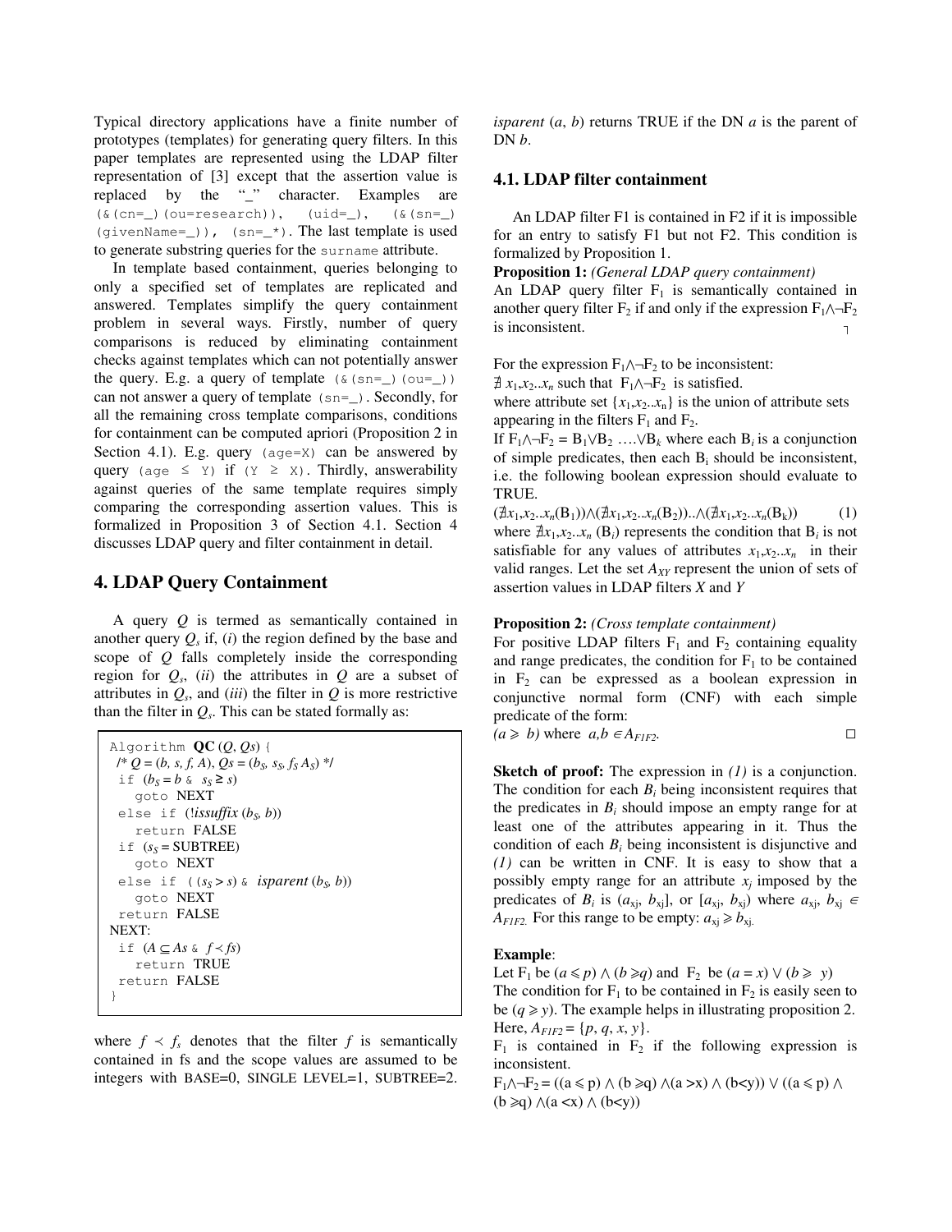Typical directory applications have a finite number of prototypes (templates) for generating query filters. In this paper templates are represented using the LDAP filter representation of [3] except that the assertion value is replaced by the "_" character. Examples are `(&(cn=_)(ou=research))`, `(uid=_)`, `(&(sn=_)(givenName=_))`, `(sn=_*)`. The last template is used to generate substring queries for the `surname` attribute.

In template based containment, queries belonging to only a specified set of templates are replicated and answered. Templates simplify the query containment problem in several ways. Firstly, number of query comparisons is reduced by eliminating containment checks against templates which can not potentially answer the query. E.g. a query of template `(&(sn=_)(ou=_))` can not answer a query of template `(sn=_)`. Secondly, for all the remaining cross template comparisons, conditions for containment can be computed apriori (Proposition 2 in Section 4.1). E.g. query `(age=X)` can be answered by query `(age ≤ Y)` if `(Y ≥ X)`. Thirdly, answerability against queries of the same template requires simply comparing the corresponding assertion values. This is formalized in Proposition 3 of Section 4.1. Section 4 discusses LDAP query and filter containment in detail.

## 4. LDAP Query Containment

A query $Q$ is termed as semantically contained in another query $Q_s$ if, (*i*) the region defined by the base and scope of $Q$ falls completely inside the corresponding region for $Q_s$, (*ii*) the attributes in $Q$ are a subset of attributes in $Q_s$, and (*iii*) the filter in $Q$ is more restrictive than the filter in $Q_s$. This can be stated formally as:

```
Algorithm QC (Q, Qs) {
 /* Q = (b, s, f, A), Qs = (bS, sS, fS AS) */
 if (bS = b & sS ≥ s)
   goto NEXT
 else if (!issuffix (bS, b))
   return FALSE
 if (sS = SUBTREE)
   goto NEXT
 else if ((sS > s) & isparent (bS, b))
   goto NEXT
 return FALSE
NEXT:
 if (A ⊆ As & f ≺ fs)
   return TRUE
 return FALSE
}
```

where $f \prec f_s$ denotes that the filter $f$ is semantically contained in fs and the scope values are assumed to be integers with BASE=0, SINGLE LEVEL=1, SUBTREE=2. *isparent* ($a$, $b$) returns TRUE if the DN $a$ is the parent of DN $b$.

### 4.1. LDAP filter containment

An LDAP filter F1 is contained in F2 if it is impossible for an entry to satisfy F1 but not F2. This condition is formalized by Proposition 1.

**Proposition 1:** *(General LDAP query containment)*
An LDAP query filter $F_1$ is semantically contained in another query filter $F_2$ if and only if the expression $F_1 \wedge \neg F_2$ is inconsistent. ┐

For the expression $F_1 \wedge \neg F_2$ to be inconsistent:
$\nexists\, x_1, x_2..x_n$ such that $F_1 \wedge \neg F_2$ is satisfied.
where attribute set $\{x_1, x_2..x_n\}$ is the union of attribute sets appearing in the filters $F_1$ and $F_2$.
If $F_1 \wedge \neg F_2 = B_1 \vee B_2 \; \ldots \vee B_k$ where each $B_i$ is a conjunction of simple predicates, then each $B_i$ should be inconsistent, i.e. the following boolean expression should evaluate to TRUE.

$$(\nexists x_1, x_2..x_n(B_1)) \wedge (\nexists x_1, x_2..x_n(B_2))..\wedge(\nexists x_1, x_2..x_n(B_k)) \qquad (1)$$

where $\nexists x_1, x_2..x_n\,(B_i)$ represents the condition that $B_i$ is not satisfiable for any values of attributes $x_1, x_2..x_n$ in their valid ranges. Let the set $A_{XY}$ represent the union of sets of assertion values in LDAP filters $X$ and $Y$

**Proposition 2:** *(Cross template containment)*
For positive LDAP filters $F_1$ and $F_2$ containing equality and range predicates, the condition for $F_1$ to be contained in $F_2$ can be expressed as a boolean expression in conjunctive normal form (CNF) with each simple predicate of the form:
$(a \geqslant b)$ where $a, b \in A_{F1F2}$. □

**Sketch of proof:** The expression in *(1)* is a conjunction. The condition for each $B_i$ being inconsistent requires that the predicates in $B_i$ should impose an empty range for at least one of the attributes appearing in it. Thus the condition of each $B_i$ being inconsistent is disjunctive and *(1)* can be written in CNF. It is easy to show that a possibly empty range for an attribute $x_j$ imposed by the predicates of $B_i$ is $(a_{xj}, b_{xj}]$, or $[a_{xj}, b_{xj})$ where $a_{xj}, b_{xj} \in A_{F1F2}$. For this range to be empty: $a_{xj} \geqslant b_{xj}$.

**Example**:
Let $F_1$ be $(a \leqslant p) \wedge (b \geqslant q)$ and $F_2$ be $(a = x) \vee (b \geqslant y)$
The condition for $F_1$ to be contained in $F_2$ is easily seen to be $(q \geqslant y)$. The example helps in illustrating proposition 2. Here, $A_{F1F2} = \{p, q, x, y\}$.
$F_1$ is contained in $F_2$ if the following expression is inconsistent.

$$F_1 \wedge \neg F_2 = ((a \leqslant p) \wedge (b \geqslant q) \wedge (a > x) \wedge (b < y)) \vee ((a \leqslant p) \wedge (b \geqslant q) \wedge (a < x) \wedge (b < y))$$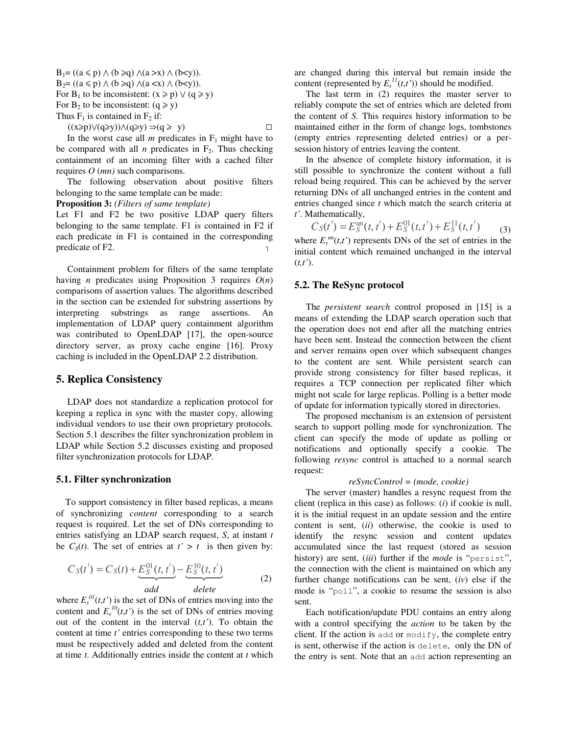$B_1 = ((a \leqslant p) \wedge (b \geqslant q) \wedge (a > x) \wedge (b < y))$.
$B_2 = ((a \leqslant p) \wedge (b \geqslant q) \wedge (a < x) \wedge (b < y))$.
For $B_1$ to be inconsistent: $(x \geqslant p) \vee (q \geqslant y)$
For $B_2$ to be inconsistent: $(q \geqslant y)$
Thus $F_1$ is contained in $F_2$ if:

$((x \geqslant p) \vee (q \geqslant y)) \wedge (q \geqslant y) \Rightarrow (q \geqslant y)$ □

In the worst case all *m* predicates in $F_1$ might have to be compared with all *n* predicates in $F_2$. Thus checking containment of an incoming filter with a cached filter requires *O* (*mn)* such comparisons.

The following observation about positive filters belonging to the same template can be made:

**Proposition 3:** *(Filters of same template)*
Let F1 and F2 be two positive LDAP query filters belonging to the same template. F1 is contained in F2 if each predicate in F1 is contained in the corresponding predicate of F2. ˥

Containment problem for filters of the same template having *n* predicates using Proposition 3 requires *O*(*n*) comparisons of assertion values. The algorithms described in the section can be extended for substring assertions by interpreting substrings as range assertions. An implementation of LDAP query containment algorithm was contributed to OpenLDAP [17], the open-source directory server, as proxy cache engine [16]. Proxy caching is included in the OpenLDAP 2.2 distribution.

## 5. Replica Consistency

LDAP does not standardize a replication protocol for keeping a replica in sync with the master copy, allowing individual vendors to use their own proprietary protocols. Section 5.1 describes the filter synchronization problem in LDAP while Section 5.2 discusses existing and proposed filter synchronization protocols for LDAP.

### 5.1. Filter synchronization

To support consistency in filter based replicas, a means of synchronizing *content* corresponding to a search request is required. Let the set of DNs corresponding to entries satisfying an LDAP search request, *S*, at instant *t* be $C_S(t)$. The set of entries at $t' > t$ is then given by:

$$C_S(t') = C_S(t) + \underbrace{E_S^{01}(t,t')}_{add} - \underbrace{E_S^{10}(t,t')}_{delete} \tag{2}$$

where $E_s^{01}(t,t')$ is the set of DNs of entries moving into the content and $E_s^{10}(t,t')$ is the set of DNs of entries moving out of the content in the interval $(t,t')$. To obtain the content at time $t'$ entries corresponding to these two terms must be respectively added and deleted from the content at time *t*. Additionally entries inside the content at *t* which are changed during this interval but remain inside the content (represented by $E_s^{11}(t,t')$) should be modified.

The last term in (2) requires the master server to reliably compute the set of entries which are deleted from the content of *S*. This requires history information to be maintained either in the form of change logs, tombstones (empty entries representing deleted entries) or a per-session history of entries leaving the content.

In the absence of complete history information, it is still possible to synchronize the content without a full reload being required. This can be achieved by the server returning DNs of all unchanged entries in the content and entries changed since *t* which match the search criteria at $t'$. Mathematically,

$$C_S(t') = E_S^{un}(t,t') + E_S^{01}(t,t') + E_S^{11}(t,t') \tag{3}$$

where $E_s^{un}(t,t')$ represents DNs of the set of entries in the initial content which remained unchanged in the interval $(t,t')$.

### 5.2. The ReSync protocol

The *persistent search* control proposed in [15] is a means of extending the LDAP search operation such that the operation does not end after all the matching entries have been sent. Instead the connection between the client and server remains open over which subsequent changes to the content are sent. While persistent search can provide strong consistency for filter based replicas, it requires a TCP connection per replicated filter which might not scale for large replicas. Polling is a better mode of update for information typically stored in directories.

The proposed mechanism is an extension of persistent search to support polling mode for synchronization. The client can specify the mode of update as polling or notifications and optionally specify a cookie. The following *resync* control is attached to a normal search request:

*reSyncControl = (mode, cookie)*

The server (master) handles a resync request from the client (replica in this case) as follows: (*i*) if cookie is null, it is the initial request in an update session and the entire content is sent, (*ii*) otherwise, the cookie is used to identify the resync session and content updates accumulated since the last request (stored as session history) are sent, (*iii*) further if the *mode* is "`persist`", the connection with the client is maintained on which any further change notifications can be sent, (*iv*) else if the mode is "`poll`", a cookie to resume the session is also sent.

Each notification/update PDU contains an entry along with a control specifying the *action* to be taken by the client. If the action is `add` or `modify`, the complete entry is sent, otherwise if the action is `delete`, only the DN of the entry is sent. Note that an `add` action representing an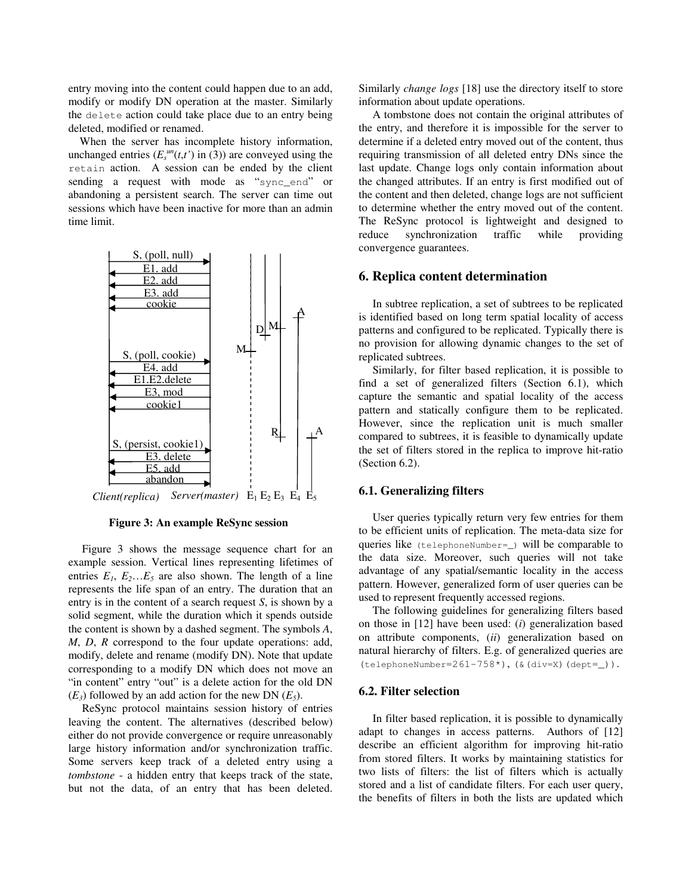entry moving into the content could happen due to an add, modify or modify DN operation at the master. Similarly the `delete` action could take place due to an entry being deleted, modified or renamed.

When the server has incomplete history information, unchanged entries ($E_s^{un}(t,t')$ in (3)) are conveyed using the `retain` action. A session can be ended by the client sending a request with mode as "`sync_end`" or abandoning a persistent search. The server can time out sessions which have been inactive for more than an admin time limit.

**Figure 3: An example ReSync session**

Figure 3 shows the message sequence chart for an example session. Vertical lines representing lifetimes of entries $E_1$, $E_2$…$E_5$ are also shown. The length of a line represents the life span of an entry. The duration that an entry is in the content of a search request *S*, is shown by a solid segment, while the duration which it spends outside the content is shown by a dashed segment. The symbols *A*, *M*, *D*, *R* correspond to the four update operations: add, modify, delete and rename (modify DN). Note that update corresponding to a modify DN which does not move an "in content" entry "out" is a delete action for the old DN ($E_3$) followed by an add action for the new DN ($E_5$).

ReSync protocol maintains session history of entries leaving the content. The alternatives (described below) either do not provide convergence or require unreasonably large history information and/or synchronization traffic. Some servers keep track of a deleted entry using a *tombstone* - a hidden entry that keeps track of the state, but not the data, of an entry that has been deleted. Similarly *change logs* [18] use the directory itself to store information about update operations.

A tombstone does not contain the original attributes of the entry, and therefore it is impossible for the server to determine if a deleted entry moved out of the content, thus requiring transmission of all deleted entry DNs since the last update. Change logs only contain information about the changed attributes. If an entry is first modified out of the content and then deleted, change logs are not sufficient to determine whether the entry moved out of the content. The ReSync protocol is lightweight and designed to reduce synchronization traffic while providing convergence guarantees.

## 6. Replica content determination

In subtree replication, a set of subtrees to be replicated is identified based on long term spatial locality of access patterns and configured to be replicated. Typically there is no provision for allowing dynamic changes to the set of replicated subtrees.

Similarly, for filter based replication, it is possible to find a set of generalized filters (Section 6.1), which capture the semantic and spatial locality of the access pattern and statically configure them to be replicated. However, since the replication unit is much smaller compared to subtrees, it is feasible to dynamically update the set of filters stored in the replica to improve hit-ratio (Section 6.2).

### 6.1. Generalizing filters

User queries typically return very few entries for them to be efficient units of replication. The meta-data size for queries like `(telephoneNumber=_)` will be comparable to the data size. Moreover, such queries will not take advantage of any spatial/semantic locality in the access pattern. However, generalized form of user queries can be used to represent frequently accessed regions.

The following guidelines for generalizing filters based on those in [12] have been used: (*i*) generalization based on attribute components, (*ii*) generalization based on natural hierarchy of filters. E.g. of generalized queries are `(telephoneNumber=261-758*)`, `(&(div=X)(dept=_))`.

### 6.2. Filter selection

In filter based replication, it is possible to dynamically adapt to changes in access patterns. Authors of [12] describe an efficient algorithm for improving hit-ratio from stored filters. It works by maintaining statistics for two lists of filters: the list of filters which is actually stored and a list of candidate filters. For each user query, the benefits of filters in both the lists are updated which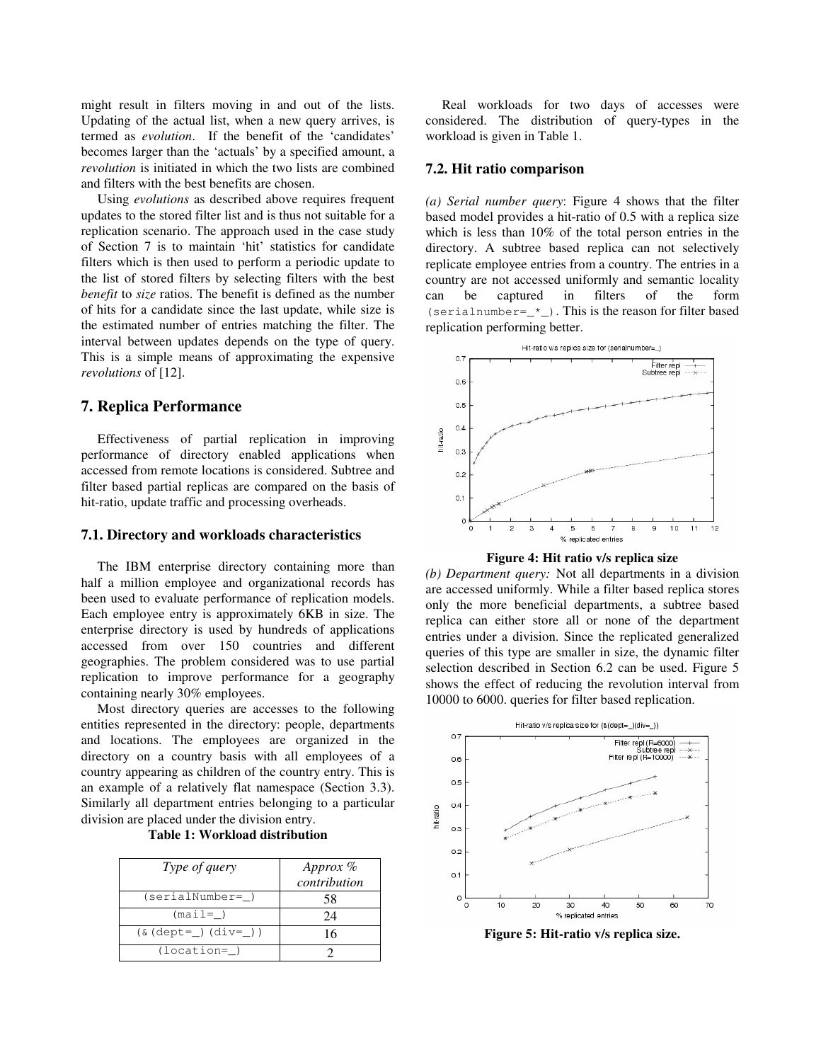might result in filters moving in and out of the lists. Updating of the actual list, when a new query arrives, is termed as *evolution*. If the benefit of the 'candidates' becomes larger than the 'actuals' by a specified amount, a *revolution* is initiated in which the two lists are combined and filters with the best benefits are chosen.

Using *evolutions* as described above requires frequent updates to the stored filter list and is thus not suitable for a replication scenario. The approach used in the case study of Section 7 is to maintain 'hit' statistics for candidate filters which is then used to perform a periodic update to the list of stored filters by selecting filters with the best *benefit* to *size* ratios. The benefit is defined as the number of hits for a candidate since the last update, while size is the estimated number of entries matching the filter. The interval between updates depends on the type of query. This is a simple means of approximating the expensive *revolutions* of [12].

## 7. Replica Performance

Effectiveness of partial replication in improving performance of directory enabled applications when accessed from remote locations is considered. Subtree and filter based partial replicas are compared on the basis of hit-ratio, update traffic and processing overheads.

### 7.1. Directory and workloads characteristics

The IBM enterprise directory containing more than half a million employee and organizational records has been used to evaluate performance of replication models. Each employee entry is approximately 6KB in size. The enterprise directory is used by hundreds of applications accessed from over 150 countries and different geographies. The problem considered was to use partial replication to improve performance for a geography containing nearly 30% employees.

Most directory queries are accesses to the following entities represented in the directory: people, departments and locations. The employees are organized in the directory on a country basis with all employees of a country appearing as children of the country entry. This is an example of a relatively flat namespace (Section 3.3). Similarly all department entries belonging to a particular division are placed under the division entry.

**Table 1: Workload distribution**

| *Type of query* | *Approx % contribution* |
|---|---|
| (serialNumber=_) | 58 |
| (mail=_) | 24 |
| (&(dept=_)(div=_)) | 16 |
| (location=_) | 2 |

Real workloads for two days of accesses were considered. The distribution of query-types in the workload is given in Table 1.

### 7.2. Hit ratio comparison

*(a) Serial number query*: Figure 4 shows that the filter based model provides a hit-ratio of 0.5 with a replica size which is less than 10% of the total person entries in the directory. A subtree based replica can not selectively replicate employee entries from a country. The entries in a country are not accessed uniformly and semantic locality can be captured in filters of the form (serialnumber=_*_). This is the reason for filter based replication performing better.

**Figure 4: Hit ratio v/s replica size**

*(b) Department query:* Not all departments in a division are accessed uniformly. While a filter based replica stores only the more beneficial departments, a subtree based replica can either store all or none of the department entries under a division. Since the replicated generalized queries of this type are smaller in size, the dynamic filter selection described in Section 6.2 can be used. Figure 5 shows the effect of reducing the revolution interval from 10000 to 6000. queries for filter based replication.

**Figure 5: Hit-ratio v/s replica size.**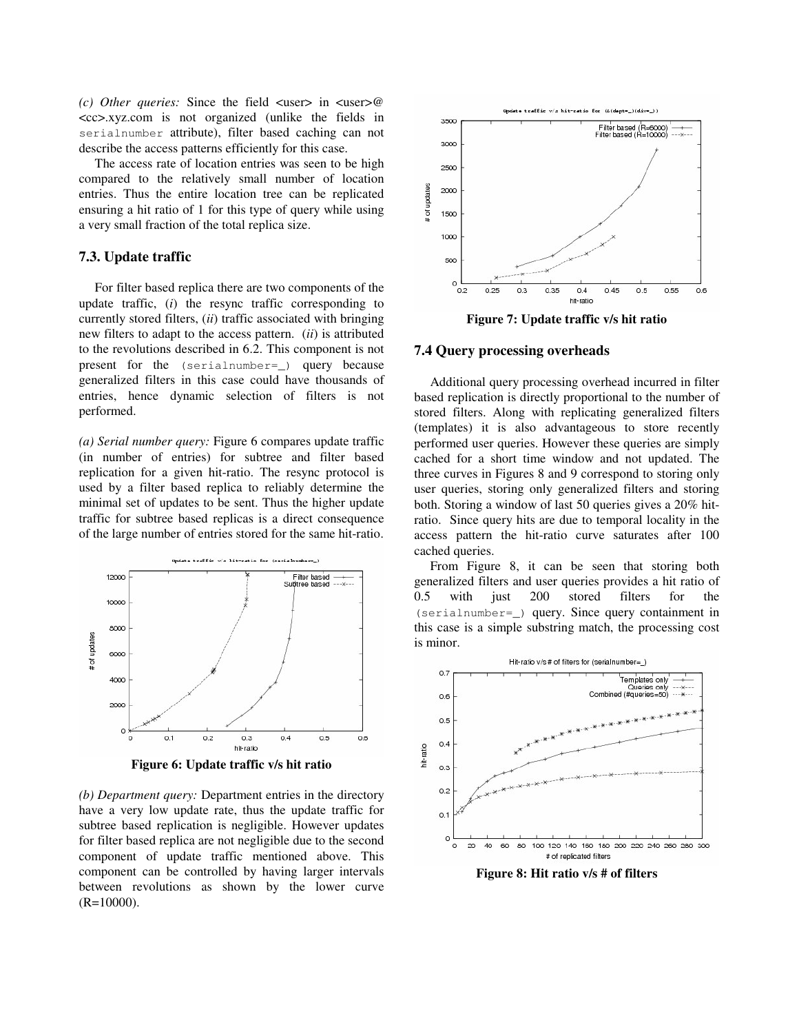*(c) Other queries:* Since the field <user> in <user>@<cc>.xyz.com is not organized (unlike the fields in `serialnumber` attribute), filter based caching can not describe the access patterns efficiently for this case.

The access rate of location entries was seen to be high compared to the relatively small number of location entries. Thus the entire location tree can be replicated ensuring a hit ratio of 1 for this type of query while using a very small fraction of the total replica size.

### 7.3. Update traffic

For filter based replica there are two components of the update traffic, (*i*) the resync traffic corresponding to currently stored filters, (*ii*) traffic associated with bringing new filters to adapt to the access pattern. (*ii*) is attributed to the revolutions described in 6.2. This component is not present for the `(serialnumber=_)` query because generalized filters in this case could have thousands of entries, hence dynamic selection of filters is not performed.

*(a) Serial number query:* Figure 6 compares update traffic (in number of entries) for subtree and filter based replication for a given hit-ratio. The resync protocol is used by a filter based replica to reliably determine the minimal set of updates to be sent. Thus the higher update traffic for subtree based replicas is a direct consequence of the large number of entries stored for the same hit-ratio.

**Figure 6: Update traffic v/s hit ratio**

*(b) Department query:* Department entries in the directory have a very low update rate, thus the update traffic for subtree based replication is negligible. However updates for filter based replica are not negligible due to the second component of update traffic mentioned above. This component can be controlled by having larger intervals between revolutions as shown by the lower curve (R=10000).

**Figure 7: Update traffic v/s hit ratio**

### 7.4 Query processing overheads

Additional query processing overhead incurred in filter based replication is directly proportional to the number of stored filters. Along with replicating generalized filters (templates) it is also advantageous to store recently performed user queries. However these queries are simply cached for a short time window and not updated. The three curves in Figures 8 and 9 correspond to storing only user queries, storing only generalized filters and storing both. Storing a window of last 50 queries gives a 20% hit-ratio. Since query hits are due to temporal locality in the access pattern the hit-ratio curve saturates after 100 cached queries.

From Figure 8, it can be seen that storing both generalized filters and user queries provides a hit ratio of 0.5 with just 200 stored filters for the `(serialnumber=_)` query. Since query containment in this case is a simple substring match, the processing cost is minor.

**Figure 8: Hit ratio v/s # of filters**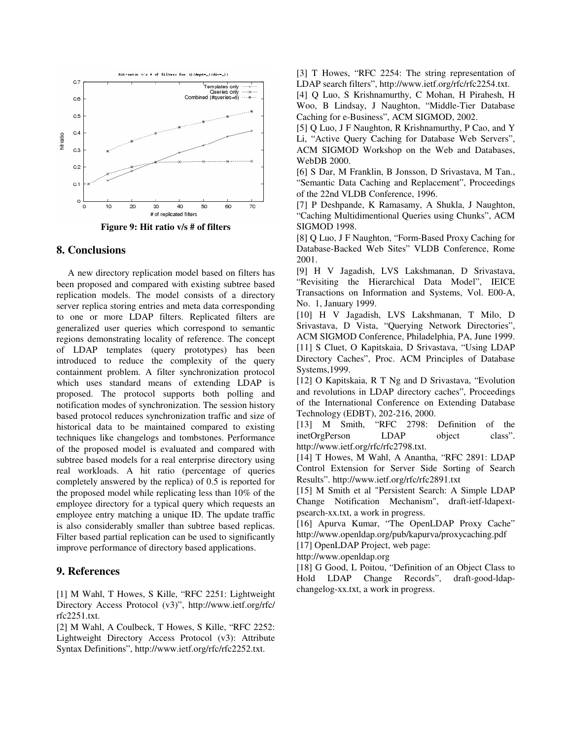Hit-ratio v/s # of filters for (&(dept=_)(div=_))

0.7
0.6
0.5
0.4
0.3
0.2
0.1
0

hit-ratio

0 10 20 30 40 50 60 70

# of replicated filters

Templates only
Queries only
Combined (#queries=6)

**Figure 9: Hit ratio v/s # of filters**

## 8. Conclusions

A new directory replication model based on filters has been proposed and compared with existing subtree based replication models. The model consists of a directory server replica storing entries and meta data corresponding to one or more LDAP filters. Replicated filters are generalized user queries which correspond to semantic regions demonstrating locality of reference. The concept of LDAP templates (query prototypes) has been introduced to reduce the complexity of the query containment problem. A filter synchronization protocol which uses standard means of extending LDAP is proposed. The protocol supports both polling and notification modes of synchronization. The session history based protocol reduces synchronization traffic and size of historical data to be maintained compared to existing techniques like changelogs and tombstones. Performance of the proposed model is evaluated and compared with subtree based models for a real enterprise directory using real workloads. A hit ratio (percentage of queries completely answered by the replica) of 0.5 is reported for the proposed model while replicating less than 10% of the employee directory for a typical query which requests an employee entry matching a unique ID. The update traffic is also considerably smaller than subtree based replicas. Filter based partial replication can be used to significantly improve performance of directory based applications.

## 9. References

[1] M Wahl, T Howes, S Kille, "RFC 2251: Lightweight Directory Access Protocol (v3)", http://www.ietf.org/rfc/rfc2251.txt.

[2] M Wahl, A Coulbeck, T Howes, S Kille, "RFC 2252: Lightweight Directory Access Protocol (v3): Attribute Syntax Definitions", http://www.ietf.org/rfc/rfc2252.txt.

[3] T Howes, "RFC 2254: The string representation of LDAP search filters", http://www.ietf.org/rfc/rfc2254.txt.

[4] Q Luo, S Krishnamurthy, C Mohan, H Pirahesh, H Woo, B Lindsay, J Naughton, "Middle-Tier Database Caching for e-Business", ACM SIGMOD, 2002.

[5] Q Luo, J F Naughton, R Krishnamurthy, P Cao, and Y Li, "Active Query Caching for Database Web Servers", ACM SIGMOD Workshop on the Web and Databases, WebDB 2000.

[6] S Dar, M Franklin, B Jonsson, D Srivastava, M Tan., "Semantic Data Caching and Replacement", Proceedings of the 22nd VLDB Conference, 1996.

[7] P Deshpande, K Ramasamy, A Shukla, J Naughton, "Caching Multidimentional Queries using Chunks", ACM SIGMOD 1998.

[8] Q Luo, J F Naughton, "Form-Based Proxy Caching for Database-Backed Web Sites" VLDB Conference, Rome 2001.

[9] H V Jagadish, LVS Lakshmanan, D Srivastava, "Revisiting the Hierarchical Data Model", IEICE Transactions on Information and Systems, Vol. E00-A, No. 1, January 1999.

[10] H V Jagadish, LVS Lakshmanan, T Milo, D Srivastava, D Vista, "Querying Network Directories", ACM SIGMOD Conference, Philadelphia, PA, June 1999.

[11] S Cluet, O Kapitskaia, D Srivastava, "Using LDAP Directory Caches", Proc. ACM Principles of Database Systems,1999.

[12] O Kapitskaia, R T Ng and D Srivastava, "Evolution and revolutions in LDAP directory caches", Proceedings of the International Conference on Extending Database Technology (EDBT), 202-216, 2000.

[13] M Smith, "RFC 2798: Definition of the inetOrgPerson LDAP object class". http://www.ietf.org/rfc/rfc2798.txt.

[14] T Howes, M Wahl, A Anantha, "RFC 2891: LDAP Control Extension for Server Side Sorting of Search Results". http://www.ietf.org/rfc/rfc2891.txt

[15] M Smith et al "Persistent Search: A Simple LDAP Change Notification Mechanism", draft-ietf-ldapext-psearch-xx.txt, a work in progress.

[16] Apurva Kumar, "The OpenLDAP Proxy Cache" http://www.openldap.org/pub/kapurva/proxycaching.pdf

[17] OpenLDAP Project, web page: http://www.openldap.org

[18] G Good, L Poitou, "Definition of an Object Class to Hold LDAP Change Records", draft-good-ldap-changelog-xx.txt, a work in progress.